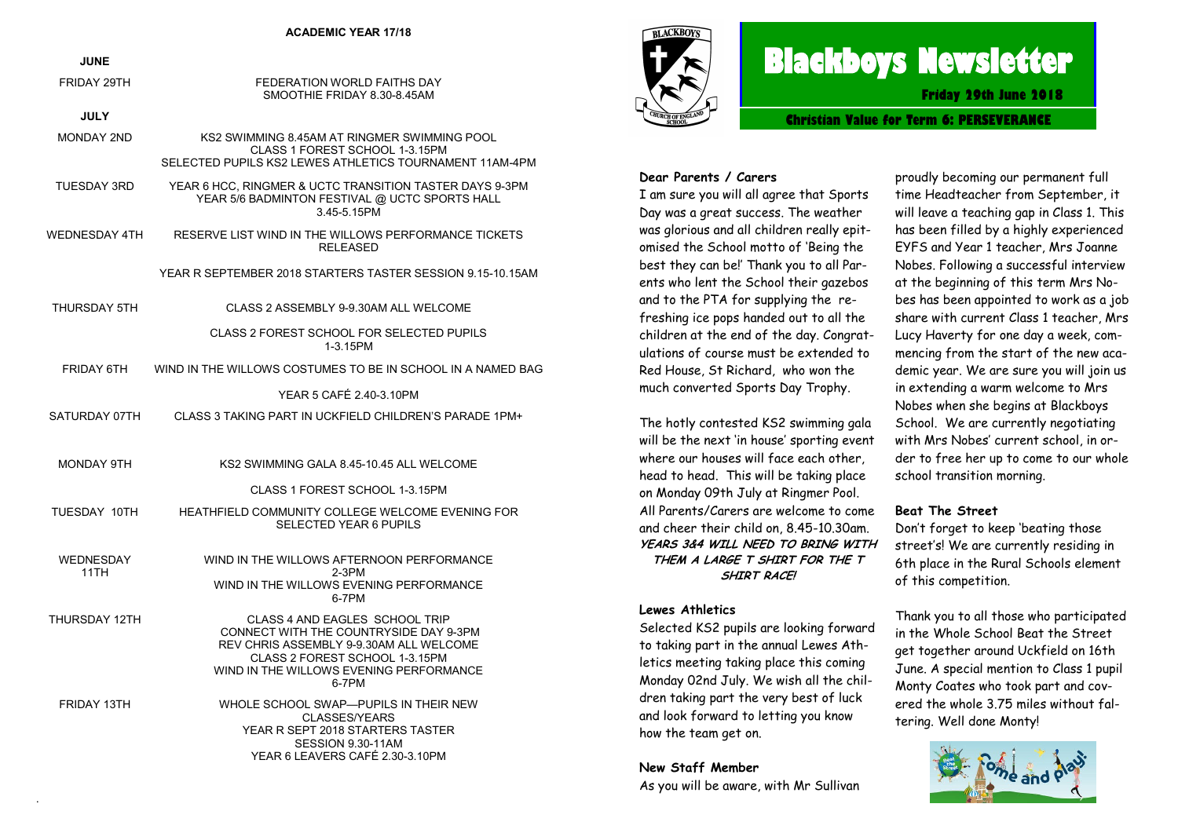## ACADEMIC YEAR 17/18

| | |
|---|---|
| **JUNE** | |
| FRIDAY 29TH | FEDERATION WORLD FAITHS DAY<br>SMOOTHIE FRIDAY 8.30-8.45AM |
| **JULY** | |
| MONDAY 2ND | KS2 SWIMMING 8.45AM AT RINGMER SWIMMING POOL<br>CLASS 1 FOREST SCHOOL 1-3.15PM<br>SELECTED PUPILS KS2 LEWES ATHLETICS TOURNAMENT 11AM-4PM |
| TUESDAY 3RD | YEAR 6 HCC, RINGMER & UCTC TRANSITION TASTER DAYS 9-3PM<br>YEAR 5/6 BADMINTON FESTIVAL @ UCTC SPORTS HALL 3.45-5.15PM |
| WEDNESDAY 4TH | RESERVE LIST WIND IN THE WILLOWS PERFORMANCE TICKETS RELEASED<br>YEAR R SEPTEMBER 2018 STARTERS TASTER SESSION 9.15-10.15AM |
| THURSDAY 5TH | CLASS 2 ASSEMBLY 9-9.30AM ALL WELCOME<br>CLASS 2 FOREST SCHOOL FOR SELECTED PUPILS 1-3.15PM |
| FRIDAY 6TH | WIND IN THE WILLOWS COSTUMES TO BE IN SCHOOL IN A NAMED BAG<br>YEAR 5 CAFÉ 2.40-3.10PM |
| SATURDAY 07TH | CLASS 3 TAKING PART IN UCKFIELD CHILDREN'S PARADE 1PM+ |
| MONDAY 9TH | KS2 SWIMMING GALA 8.45-10.45 ALL WELCOME<br>CLASS 1 FOREST SCHOOL 1-3.15PM |
| TUESDAY 10TH | HEATHFIELD COMMUNITY COLLEGE WELCOME EVENING FOR SELECTED YEAR 6 PUPILS |
| WEDNESDAY 11TH | WIND IN THE WILLOWS AFTERNOON PERFORMANCE 2-3PM<br>WIND IN THE WILLOWS EVENING PERFORMANCE 6-7PM |
| THURSDAY 12TH | CLASS 4 AND EAGLES SCHOOL TRIP<br>CONNECT WITH THE COUNTRYSIDE DAY 9-3PM<br>REV CHRIS ASSEMBLY 9-9.30AM ALL WELCOME<br>CLASS 2 FOREST SCHOOL 1-3.15PM<br>WIND IN THE WILLOWS EVENING PERFORMANCE 6-7PM |
| FRIDAY 13TH | WHOLE SCHOOL SWAP—PUPILS IN THEIR NEW CLASSES/YEARS<br>YEAR R SEPT 2018 STARTERS TASTER SESSION 9.30-11AM<br>YEAR 6 LEAVERS CAFÉ 2.30-3.10PM |

# Blackboys Newsletter

**Friday 29th June 2018**

**Christian Value for Term 6: PERSEVERANCE**

**Dear Parents / Carers**

I am sure you will all agree that Sports Day was a great success. The weather was glorious and all children really epitomised the School motto of 'Being the best they can be!' Thank you to all Parents who lent the School their gazebos and to the PTA for supplying the refreshing ice pops handed out to all the children at the end of the day. Congratulations of course must be extended to Red House, St Richard, who won the much converted Sports Day Trophy.

The hotly contested KS2 swimming gala will be the next 'in house' sporting event where our houses will face each other, head to head. This will be taking place on Monday 09th July at Ringmer Pool. All Parents/Carers are welcome to come and cheer their child on, 8.45-10.30am. ***YEARS 3&4 WILL NEED TO BRING WITH THEM A LARGE T SHIRT FOR THE T SHIRT RACE!***

**Lewes Athletics**

Selected KS2 pupils are looking forward to taking part in the annual Lewes Athletics meeting taking place this coming Monday 02nd July. We wish all the children taking part the very best of luck and look forward to letting you know how the team get on.

**New Staff Member**

As you will be aware, with Mr Sullivan proudly becoming our permanent full time Headteacher from September, it will leave a teaching gap in Class 1. This has been filled by a highly experienced EYFS and Year 1 teacher, Mrs Joanne Nobes. Following a successful interview at the beginning of this term Mrs Nobes has been appointed to work as a job share with current Class 1 teacher, Mrs Lucy Haverty for one day a week, commencing from the start of the new academic year. We are sure you will join us in extending a warm welcome to Mrs Nobes when she begins at Blackboys School. We are currently negotiating with Mrs Nobes' current school, in order to free her up to come to our whole school transition morning.

**Beat The Street**

Don't forget to keep 'beating those street's! We are currently residing in 6th place in the Rural Schools element of this competition.

Thank you to all those who participated in the Whole School Beat the Street get together around Uckfield on 16th June. A special mention to Class 1 pupil Monty Coates who took part and covered the whole 3.75 miles without faltering. Well done Monty!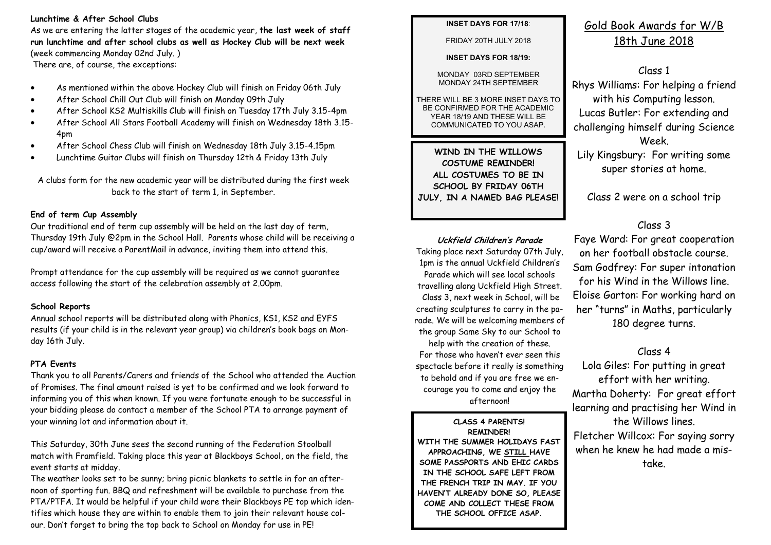**Lunchtime & After School Clubs**

As we are entering the latter stages of the academic year, **the last week of staff run lunchtime and after school clubs as well as Hockey Club will be next week** (week commencing Monday 02nd July. )

There are, of course, the exceptions:

- As mentioned within the above Hockey Club will finish on Friday 06th July
- After School Chill Out Club will finish on Monday 09th July
- After School KS2 Multiskills Club will finish on Tuesday 17th July 3.15-4pm
- After School All Stars Football Academy will finish on Wednesday 18th 3.15-4pm
- After School Chess Club will finish on Wednesday 18th July 3.15-4.15pm
- Lunchtime Guitar Clubs will finish on Thursday 12th & Friday 13th July

A clubs form for the new academic year will be distributed during the first week back to the start of term 1, in September.

**End of term Cup Assembly**

Our traditional end of term cup assembly will be held on the last day of term, Thursday 19th July @2pm in the School Hall. Parents whose child will be receiving a cup/award will receive a ParentMail in advance, inviting them into attend this.

Prompt attendance for the cup assembly will be required as we cannot guarantee access following the start of the celebration assembly at 2.00pm.

**School Reports**

Annual school reports will be distributed along with Phonics, KS1, KS2 and EYFS results (if your child is in the relevant year group) via children's book bags on Monday 16th July.

**PTA Events**

Thank you to all Parents/Carers and friends of the School who attended the Auction of Promises. The final amount raised is yet to be confirmed and we look forward to informing you of this when known. If you were fortunate enough to be successful in your bidding please do contact a member of the School PTA to arrange payment of your winning lot and information about it.

This Saturday, 30th June sees the second running of the Federation Stoolball match with Framfield. Taking place this year at Blackboys School, on the field, the event starts at midday.

The weather looks set to be sunny; bring picnic blankets to settle in for an afternoon of sporting fun. BBQ and refreshment will be available to purchase from the PTA/PTFA. It would be helpful if your child wore their Blackboys PE top which identifies which house they are within to enable them to join their relevant house colour. Don't forget to bring the top back to School on Monday for use in PE!

**INSET DAYS FOR 17/18**:

FRIDAY 20TH JULY 2018

**INSET DAYS FOR 18/19:**

MONDAY 03RD SEPTEMBER
MONDAY 24TH SEPTEMBER

THERE WILL BE 3 MORE INSET DAYS TO BE CONFIRMED FOR THE ACADEMIC YEAR 18/19 AND THESE WILL BE COMMUNICATED TO YOU ASAP.

**WIND IN THE WILLOWS COSTUME REMINDER! ALL COSTUMES TO BE IN SCHOOL BY FRIDAY 06TH JULY, IN A NAMED BAG PLEASE!**

***Uckfield Children's Parade***

Taking place next Saturday 07th July, 1pm is the annual Uckfield Children's Parade which will see local schools travelling along Uckfield High Street. Class 3, next week in School, will be creating sculptures to carry in the parade. We will be welcoming members of the group Same Sky to our School to help with the creation of these. For those who haven't ever seen this spectacle before it really is something to behold and if you are free we encourage you to come and enjoy the afternoon!

**CLASS 4 PARENTS! REMINDER! WITH THE SUMMER HOLIDAYS FAST APPROACHING, WE STILL HAVE SOME PASSPORTS AND EHIC CARDS IN THE SCHOOL SAFE LEFT FROM THE FRENCH TRIP IN MAY. IF YOU HAVEN'T ALREADY DONE SO, PLEASE COME AND COLLECT THESE FROM THE SCHOOL OFFICE ASAP.**

## Gold Book Awards for W/B 18th June 2018

### Class 1

Rhys Williams: For helping a friend with his Computing lesson.

Lucas Butler: For extending and challenging himself during Science Week.

Lily Kingsbury: For writing some super stories at home.

Class 2 were on a school trip

### Class 3

Faye Ward: For great cooperation on her football obstacle course.

Sam Godfrey: For super intonation for his Wind in the Willows line.

Eloise Garton: For working hard on her "turns" in Maths, particularly 180 degree turns.

### Class 4

Lola Giles: For putting in great effort with her writing.

Martha Doherty: For great effort learning and practising her Wind in the Willows lines.

Fletcher Willcox: For saying sorry when he knew he had made a mistake.